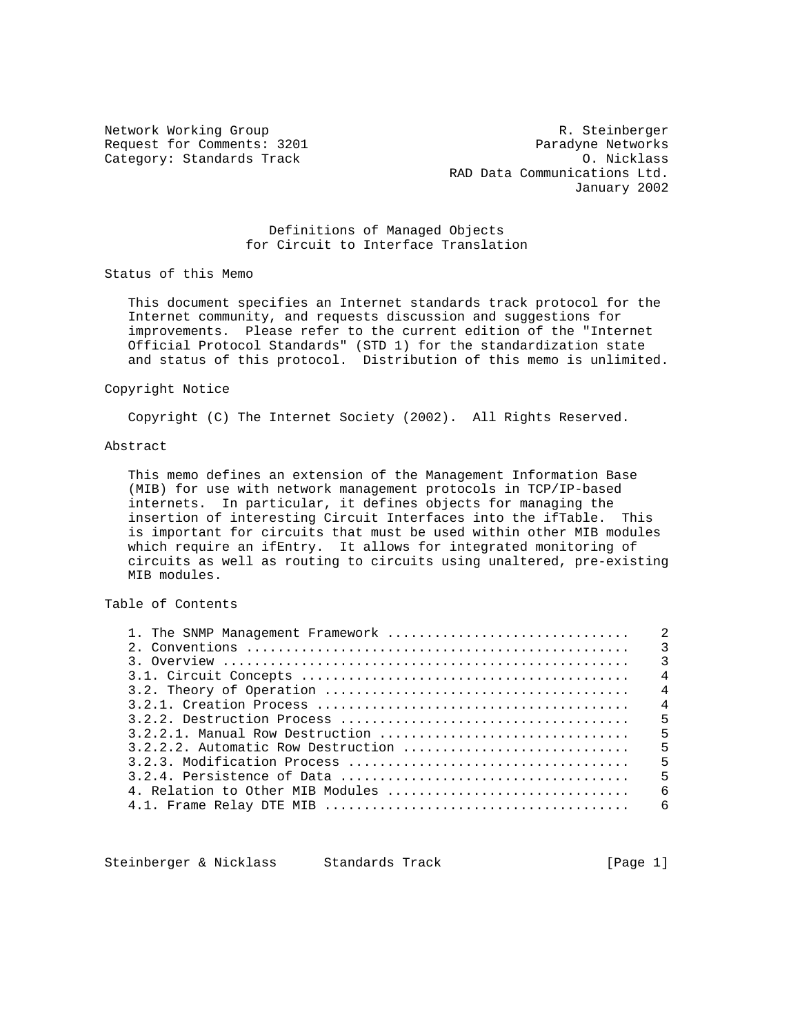Network Working Group R. Steinberger
Request for Comments: 3201 Paradyne Networks
Category: Standards Track O. Nicklass
RAD Data Communications Ltd.
January 2002

# Definitions of Managed Objects for Circuit to Interface Translation

## Status of this Memo

This document specifies an Internet standards track protocol for the Internet community, and requests discussion and suggestions for improvements. Please refer to the current edition of the "Internet Official Protocol Standards" (STD 1) for the standardization state and status of this protocol. Distribution of this memo is unlimited.

## Copyright Notice

Copyright (C) The Internet Society (2002). All Rights Reserved.

## Abstract

This memo defines an extension of the Management Information Base (MIB) for use with network management protocols in TCP/IP-based internets. In particular, it defines objects for managing the insertion of interesting Circuit Interfaces into the ifTable. This is important for circuits that must be used within other MIB modules which require an ifEntry. It allows for integrated monitoring of circuits as well as routing to circuits using unaltered, pre-existing MIB modules.

## Table of Contents

```
1. The SNMP Management Framework ..............................    2
2. Conventions ................................................    3
3. Overview ...................................................    3
3.1. Circuit Concepts .........................................    4
3.2. Theory of Operation ......................................    4
3.2.1. Creation Process .......................................    4
3.2.2. Destruction Process ....................................    5
3.2.2.1. Manual Row Destruction ...............................    5
3.2.2.2. Automatic Row Destruction ............................    5
3.2.3. Modification Process ...................................    5
3.2.4. Persistence of Data ....................................    5
4. Relation to Other MIB Modules ..............................    6
4.1. Frame Relay DTE MIB ......................................    6
```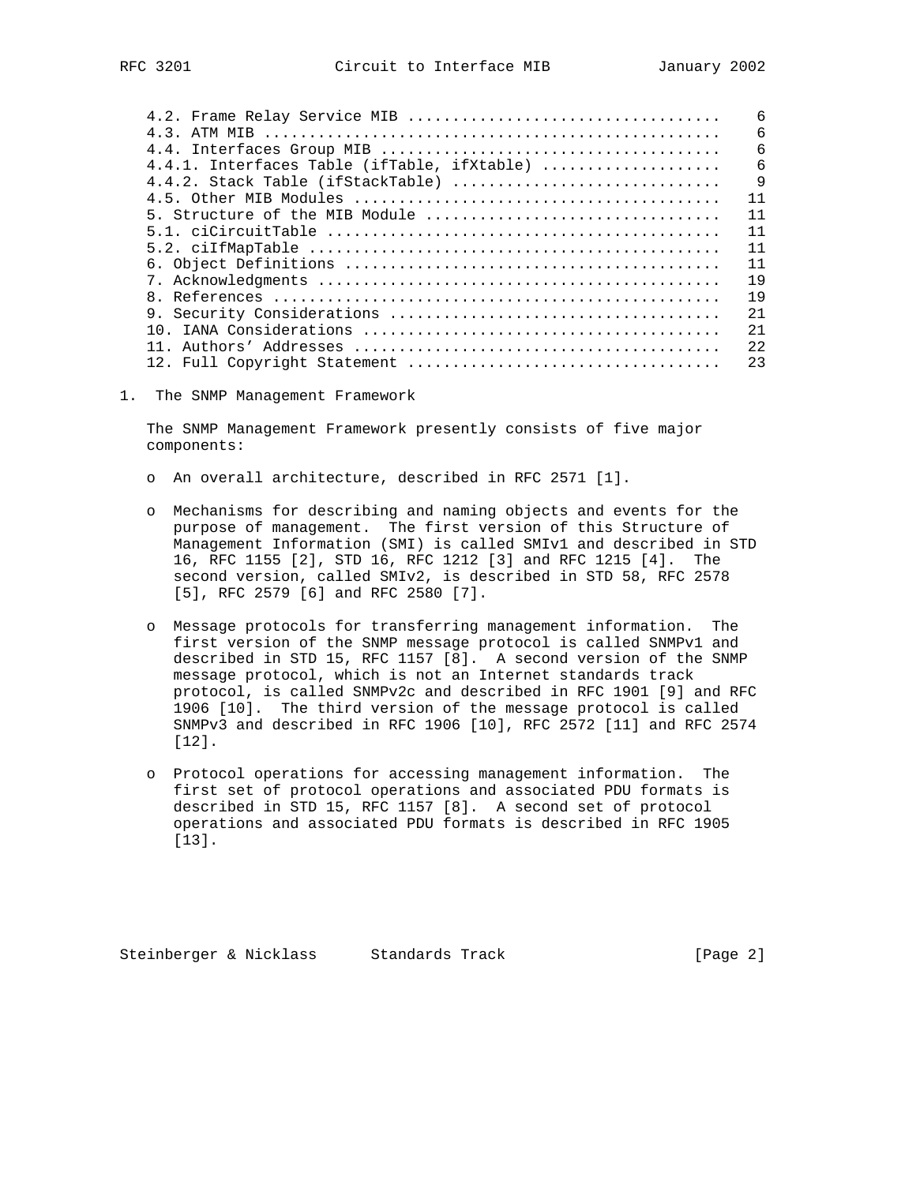| | |
|---|---|
| 4.2. Frame Relay Service MIB | 6 |
| 4.3. ATM MIB | 6 |
| 4.4. Interfaces Group MIB | 6 |
| 4.4.1. Interfaces Table (ifTable, ifXtable) | 6 |
| 4.4.2. Stack Table (ifStackTable) | 9 |
| 4.5. Other MIB Modules | 11 |
| 5. Structure of the MIB Module | 11 |
| 5.1. ciCircuitTable | 11 |
| 5.2. ciIfMapTable | 11 |
| 6. Object Definitions | 11 |
| 7. Acknowledgments | 19 |
| 8. References | 19 |
| 9. Security Considerations | 21 |
| 10. IANA Considerations | 21 |
| 11. Authors' Addresses | 22 |
| 12. Full Copyright Statement | 23 |

# 1. The SNMP Management Framework

The SNMP Management Framework presently consists of five major components:

- An overall architecture, described in RFC 2571 [1].

- Mechanisms for describing and naming objects and events for the purpose of management. The first version of this Structure of Management Information (SMI) is called SMIv1 and described in STD 16, RFC 1155 [2], STD 16, RFC 1212 [3] and RFC 1215 [4]. The second version, called SMIv2, is described in STD 58, RFC 2578 [5], RFC 2579 [6] and RFC 2580 [7].

- Message protocols for transferring management information. The first version of the SNMP message protocol is called SNMPv1 and described in STD 15, RFC 1157 [8]. A second version of the SNMP message protocol, which is not an Internet standards track protocol, is called SNMPv2c and described in RFC 1901 [9] and RFC 1906 [10]. The third version of the message protocol is called SNMPv3 and described in RFC 1906 [10], RFC 2572 [11] and RFC 2574 [12].

- Protocol operations for accessing management information. The first set of protocol operations and associated PDU formats is described in STD 15, RFC 1157 [8]. A second set of protocol operations and associated PDU formats is described in RFC 1905 [13].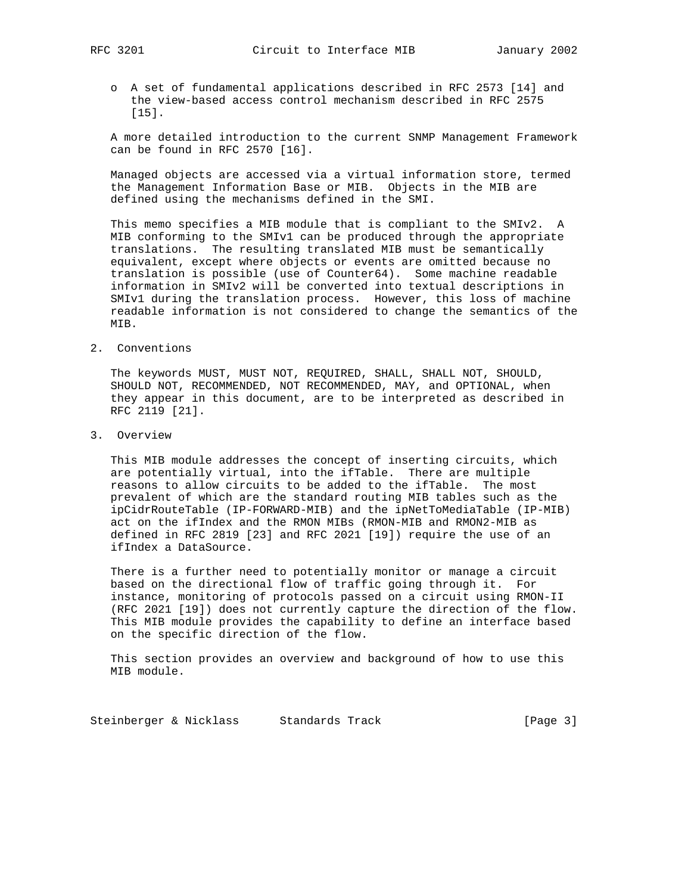- A set of fundamental applications described in RFC 2573 [14] and the view-based access control mechanism described in RFC 2575 [15].

A more detailed introduction to the current SNMP Management Framework can be found in RFC 2570 [16].

Managed objects are accessed via a virtual information store, termed the Management Information Base or MIB. Objects in the MIB are defined using the mechanisms defined in the SMI.

This memo specifies a MIB module that is compliant to the SMIv2. A MIB conforming to the SMIv1 can be produced through the appropriate translations. The resulting translated MIB must be semantically equivalent, except where objects or events are omitted because no translation is possible (use of Counter64). Some machine readable information in SMIv2 will be converted into textual descriptions in SMIv1 during the translation process. However, this loss of machine readable information is not considered to change the semantics of the MIB.

## 2. Conventions

The keywords MUST, MUST NOT, REQUIRED, SHALL, SHALL NOT, SHOULD, SHOULD NOT, RECOMMENDED, NOT RECOMMENDED, MAY, and OPTIONAL, when they appear in this document, are to be interpreted as described in RFC 2119 [21].

## 3. Overview

This MIB module addresses the concept of inserting circuits, which are potentially virtual, into the ifTable. There are multiple reasons to allow circuits to be added to the ifTable. The most prevalent of which are the standard routing MIB tables such as the ipCidrRouteTable (IP-FORWARD-MIB) and the ipNetToMediaTable (IP-MIB) act on the ifIndex and the RMON MIBs (RMON-MIB and RMON2-MIB as defined in RFC 2819 [23] and RFC 2021 [19]) require the use of an ifIndex a DataSource.

There is a further need to potentially monitor or manage a circuit based on the directional flow of traffic going through it. For instance, monitoring of protocols passed on a circuit using RMON-II (RFC 2021 [19]) does not currently capture the direction of the flow. This MIB module provides the capability to define an interface based on the specific direction of the flow.

This section provides an overview and background of how to use this MIB module.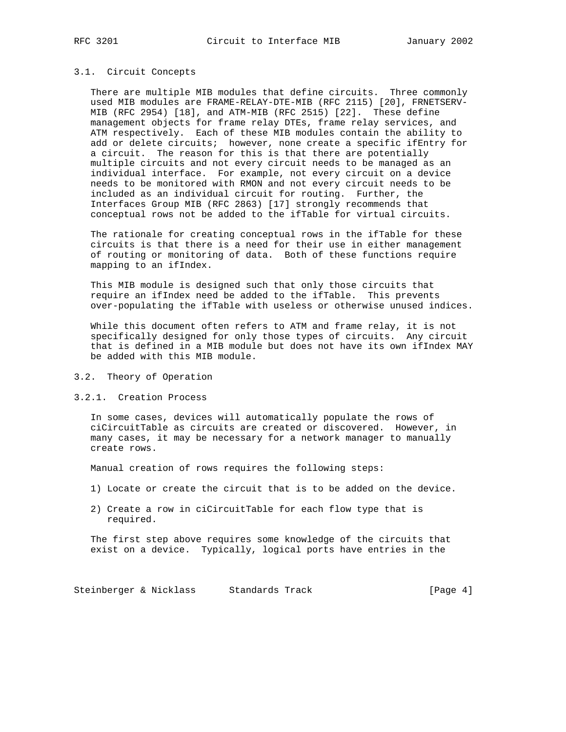### 3.1. Circuit Concepts

There are multiple MIB modules that define circuits. Three commonly used MIB modules are FRAME-RELAY-DTE-MIB (RFC 2115) [20], FRNETSERV-MIB (RFC 2954) [18], and ATM-MIB (RFC 2515) [22]. These define management objects for frame relay DTEs, frame relay services, and ATM respectively. Each of these MIB modules contain the ability to add or delete circuits; however, none create a specific ifEntry for a circuit. The reason for this is that there are potentially multiple circuits and not every circuit needs to be managed as an individual interface. For example, not every circuit on a device needs to be monitored with RMON and not every circuit needs to be included as an individual circuit for routing. Further, the Interfaces Group MIB (RFC 2863) [17] strongly recommends that conceptual rows not be added to the ifTable for virtual circuits.

The rationale for creating conceptual rows in the ifTable for these circuits is that there is a need for their use in either management of routing or monitoring of data. Both of these functions require mapping to an ifIndex.

This MIB module is designed such that only those circuits that require an ifIndex need be added to the ifTable. This prevents over-populating the ifTable with useless or otherwise unused indices.

While this document often refers to ATM and frame relay, it is not specifically designed for only those types of circuits. Any circuit that is defined in a MIB module but does not have its own ifIndex MAY be added with this MIB module.

### 3.2. Theory of Operation

#### 3.2.1. Creation Process

In some cases, devices will automatically populate the rows of ciCircuitTable as circuits are created or discovered. However, in many cases, it may be necessary for a network manager to manually create rows.

Manual creation of rows requires the following steps:

1) Locate or create the circuit that is to be added on the device.

2) Create a row in ciCircuitTable for each flow type that is required.

The first step above requires some knowledge of the circuits that exist on a device. Typically, logical ports have entries in the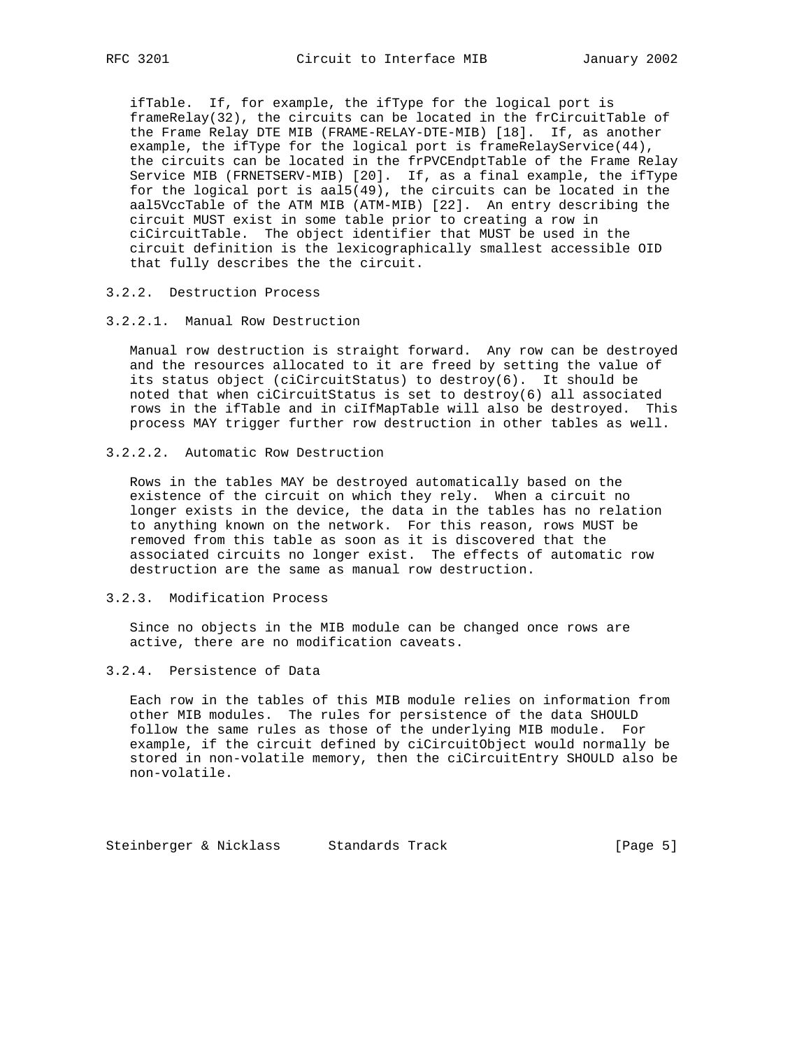ifTable. If, for example, the ifType for the logical port is frameRelay(32), the circuits can be located in the frCircuitTable of the Frame Relay DTE MIB (FRAME-RELAY-DTE-MIB) [18]. If, as another example, the ifType for the logical port is frameRelayService(44), the circuits can be located in the frPVCEndptTable of the Frame Relay Service MIB (FRNETSERV-MIB) [20]. If, as a final example, the ifType for the logical port is aal5(49), the circuits can be located in the aal5VccTable of the ATM MIB (ATM-MIB) [22]. An entry describing the circuit MUST exist in some table prior to creating a row in ciCircuitTable. The object identifier that MUST be used in the circuit definition is the lexicographically smallest accessible OID that fully describes the the circuit.

### 3.2.2. Destruction Process

#### 3.2.2.1. Manual Row Destruction

Manual row destruction is straight forward. Any row can be destroyed and the resources allocated to it are freed by setting the value of its status object (ciCircuitStatus) to destroy(6). It should be noted that when ciCircuitStatus is set to destroy(6) all associated rows in the ifTable and in ciIfMapTable will also be destroyed. This process MAY trigger further row destruction in other tables as well.

#### 3.2.2.2. Automatic Row Destruction

Rows in the tables MAY be destroyed automatically based on the existence of the circuit on which they rely. When a circuit no longer exists in the device, the data in the tables has no relation to anything known on the network. For this reason, rows MUST be removed from this table as soon as it is discovered that the associated circuits no longer exist. The effects of automatic row destruction are the same as manual row destruction.

### 3.2.3. Modification Process

Since no objects in the MIB module can be changed once rows are active, there are no modification caveats.

### 3.2.4. Persistence of Data

Each row in the tables of this MIB module relies on information from other MIB modules. The rules for persistence of the data SHOULD follow the same rules as those of the underlying MIB module. For example, if the circuit defined by ciCircuitObject would normally be stored in non-volatile memory, then the ciCircuitEntry SHOULD also be non-volatile.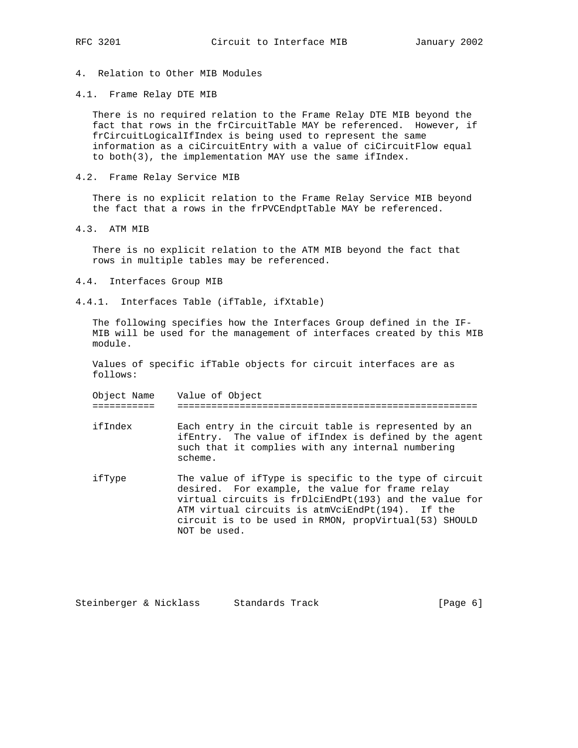## 4. Relation to Other MIB Modules

### 4.1. Frame Relay DTE MIB

There is no required relation to the Frame Relay DTE MIB beyond the fact that rows in the frCircuitTable MAY be referenced. However, if frCircuitLogicalIfIndex is being used to represent the same information as a ciCircuitEntry with a value of ciCircuitFlow equal to both(3), the implementation MAY use the same ifIndex.

### 4.2. Frame Relay Service MIB

There is no explicit relation to the Frame Relay Service MIB beyond the fact that a rows in the frPVCEndptTable MAY be referenced.

### 4.3. ATM MIB

There is no explicit relation to the ATM MIB beyond the fact that rows in multiple tables may be referenced.

### 4.4. Interfaces Group MIB

#### 4.4.1. Interfaces Table (ifTable, ifXtable)

The following specifies how the Interfaces Group defined in the IF-MIB will be used for the management of interfaces created by this MIB module.

Values of specific ifTable objects for circuit interfaces are as follows:

| Object Name | Value of Object |
|---|---|
| ifIndex | Each entry in the circuit table is represented by an ifEntry. The value of ifIndex is defined by the agent such that it complies with any internal numbering scheme. |
| ifType | The value of ifType is specific to the type of circuit desired. For example, the value for frame relay virtual circuits is frDlciEndPt(193) and the value for ATM virtual circuits is atmVciEndPt(194). If the circuit is to be used in RMON, propVirtual(53) SHOULD NOT be used. |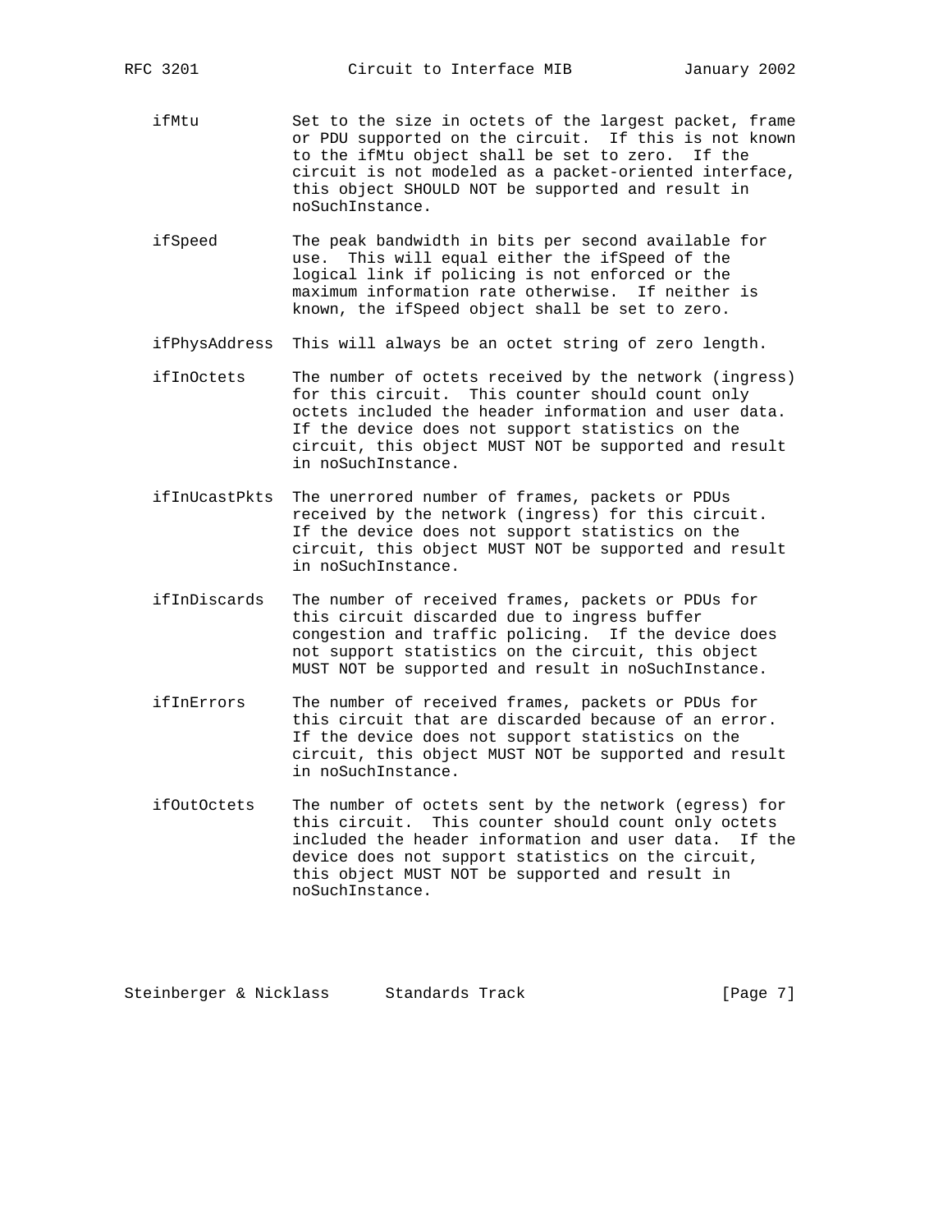ifMtu — Set to the size in octets of the largest packet, frame or PDU supported on the circuit. If this is not known to the ifMtu object shall be set to zero. If the circuit is not modeled as a packet-oriented interface, this object SHOULD NOT be supported and result in noSuchInstance.

ifSpeed — The peak bandwidth in bits per second available for use. This will equal either the ifSpeed of the logical link if policing is not enforced or the maximum information rate otherwise. If neither is known, the ifSpeed object shall be set to zero.

ifPhysAddress — This will always be an octet string of zero length.

ifInOctets — The number of octets received by the network (ingress) for this circuit. This counter should count only octets included the header information and user data. If the device does not support statistics on the circuit, this object MUST NOT be supported and result in noSuchInstance.

ifInUcastPkts — The unerrored number of frames, packets or PDUs received by the network (ingress) for this circuit. If the device does not support statistics on the circuit, this object MUST NOT be supported and result in noSuchInstance.

ifInDiscards — The number of received frames, packets or PDUs for this circuit discarded due to ingress buffer congestion and traffic policing. If the device does not support statistics on the circuit, this object MUST NOT be supported and result in noSuchInstance.

ifInErrors — The number of received frames, packets or PDUs for this circuit that are discarded because of an error. If the device does not support statistics on the circuit, this object MUST NOT be supported and result in noSuchInstance.

ifOutOctets — The number of octets sent by the network (egress) for this circuit. This counter should count only octets included the header information and user data. If the device does not support statistics on the circuit, this object MUST NOT be supported and result in noSuchInstance.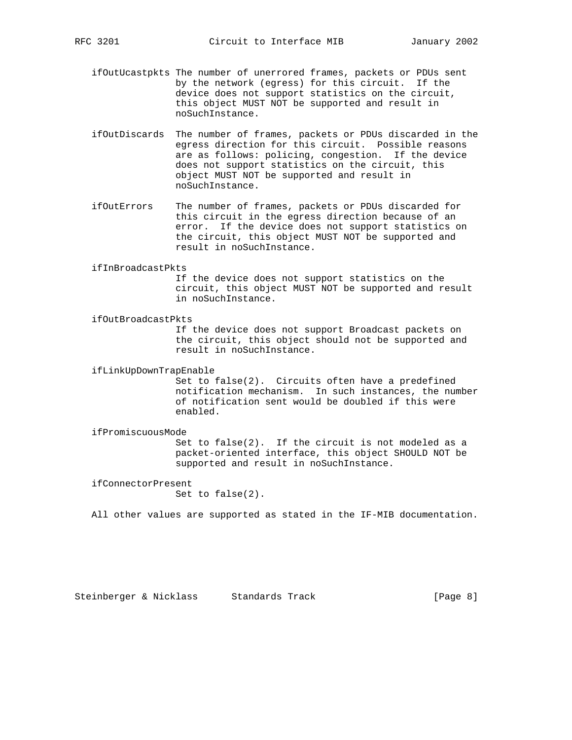ifOutUcastpkts The number of unerrored frames, packets or PDUs sent by the network (egress) for this circuit. If the device does not support statistics on the circuit, this object MUST NOT be supported and result in noSuchInstance.

ifOutDiscards The number of frames, packets or PDUs discarded in the egress direction for this circuit. Possible reasons are as follows: policing, congestion. If the device does not support statistics on the circuit, this object MUST NOT be supported and result in noSuchInstance.

ifOutErrors The number of frames, packets or PDUs discarded for this circuit in the egress direction because of an error. If the device does not support statistics on the circuit, this object MUST NOT be supported and result in noSuchInstance.

ifInBroadcastPkts
If the device does not support statistics on the circuit, this object MUST NOT be supported and result in noSuchInstance.

ifOutBroadcastPkts
If the device does not support Broadcast packets on the circuit, this object should not be supported and result in noSuchInstance.

ifLinkUpDownTrapEnable
Set to false(2). Circuits often have a predefined notification mechanism. In such instances, the number of notification sent would be doubled if this were enabled.

ifPromiscuousMode
Set to false(2). If the circuit is not modeled as a packet-oriented interface, this object SHOULD NOT be supported and result in noSuchInstance.

ifConnectorPresent
Set to false(2).

All other values are supported as stated in the IF-MIB documentation.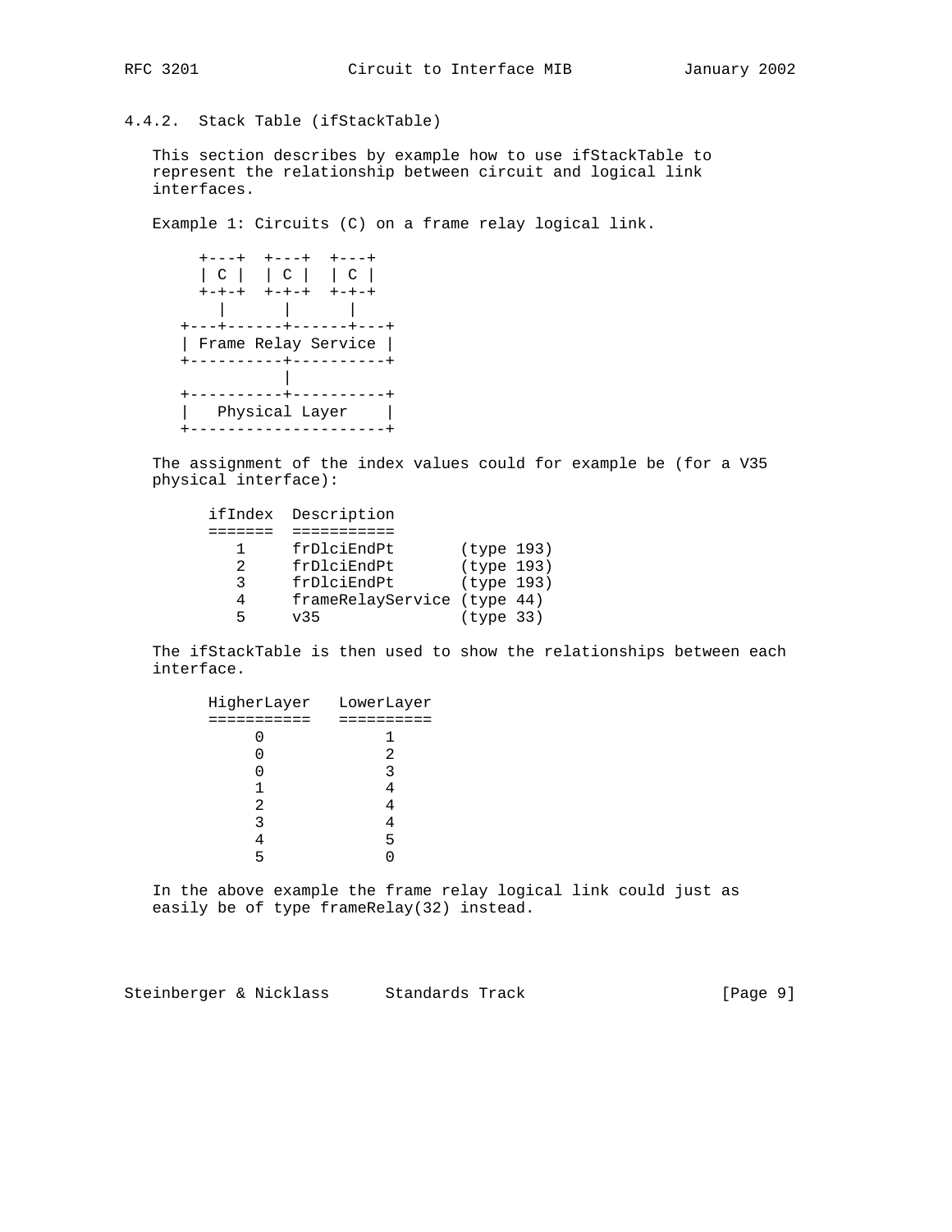### 4.4.2. Stack Table (ifStackTable)

This section describes by example how to use ifStackTable to represent the relationship between circuit and logical link interfaces.

Example 1: Circuits (C) on a frame relay logical link.

```
     +---+  +---+  +---+
     | C |  | C |  | C |
     +-+-+  +-+-+  +-+-+
       |      |      |
   +---+------+------+---+
   | Frame Relay Service |
   +----------+----------+
              |
   +----------+----------+
   |   Physical Layer    |
   +---------------------+
```

The assignment of the index values could for example be (for a V35 physical interface):

```
      ifIndex  Description
      =======  ===========
         1     frDlciEndPt       (type 193)
         2     frDlciEndPt       (type 193)
         3     frDlciEndPt       (type 193)
         4     frameRelayService (type 44)
         5     v35               (type 33)
```

The ifStackTable is then used to show the relationships between each interface.

```
      HigherLayer   LowerLayer
      ===========   ==========
           0             1
           0             2
           0             3
           1             4
           2             4
           3             4
           4             5
           5             0
```

In the above example the frame relay logical link could just as easily be of type frameRelay(32) instead.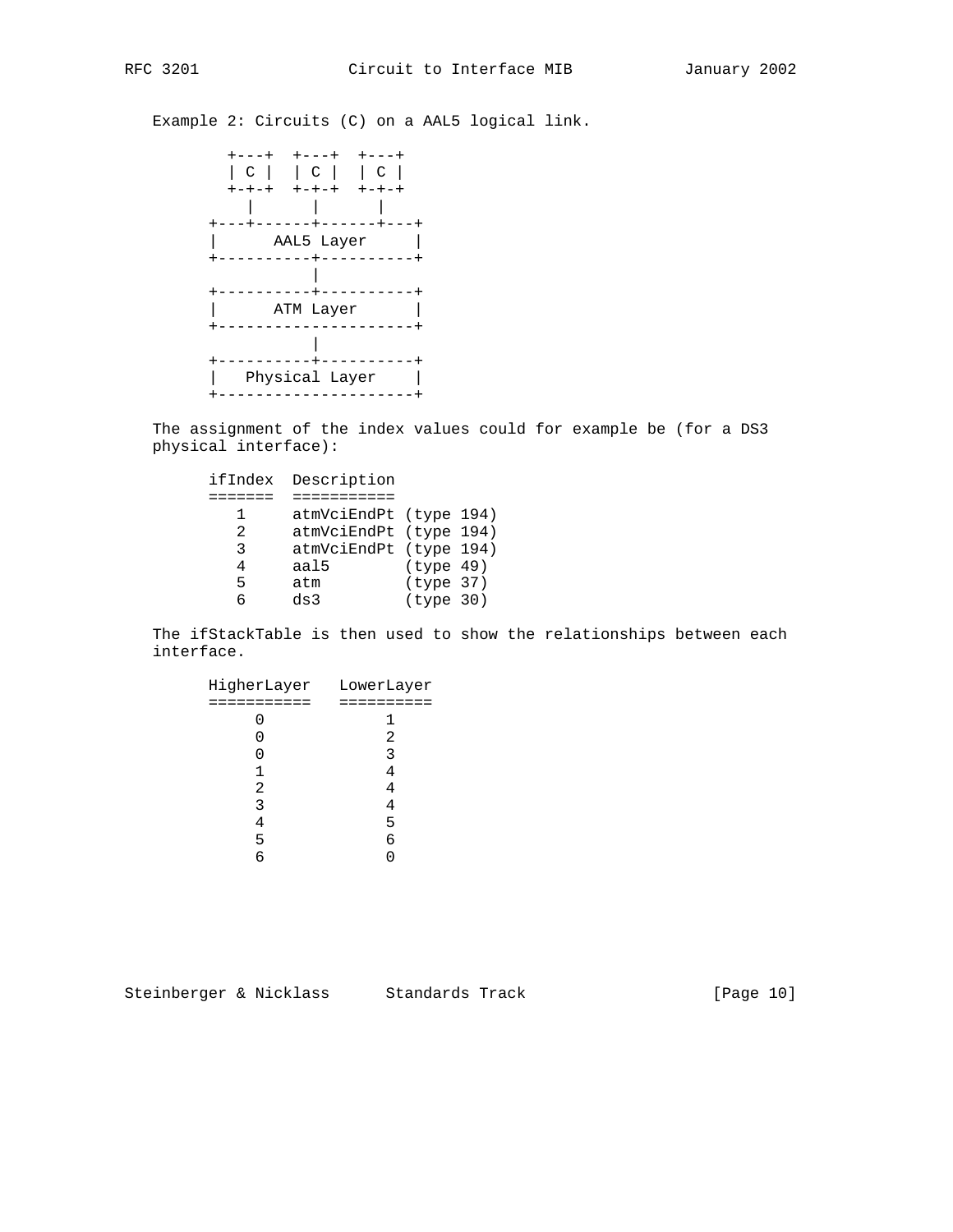Example 2: Circuits (C) on a AAL5 logical link.

```
  +---+  +---+  +---+
  | C |  | C |  | C |
  +-+-+  +-+-+  +-+-+
    |      |      |
+---+------+------+---+
|      AAL5 Layer     |
+----------+----------+
           |
+----------+----------+
|      ATM Layer      |
+---------------------+
           |
+----------+----------+
|   Physical Layer    |
+---------------------+
```

The assignment of the index values could for example be (for a DS3 physical interface):

```
ifIndex  Description
=======  ===========
   1     atmVciEndPt (type 194)
   2     atmVciEndPt (type 194)
   3     atmVciEndPt (type 194)
   4     aal5        (type 49)
   5     atm         (type 37)
   6     ds3         (type 30)
```

The ifStackTable is then used to show the relationships between each interface.

```
HigherLayer   LowerLayer
===========   ==========
     0             1
     0             2
     0             3
     1             4
     2             4
     3             4
     4             5
     5             6
     6             0
```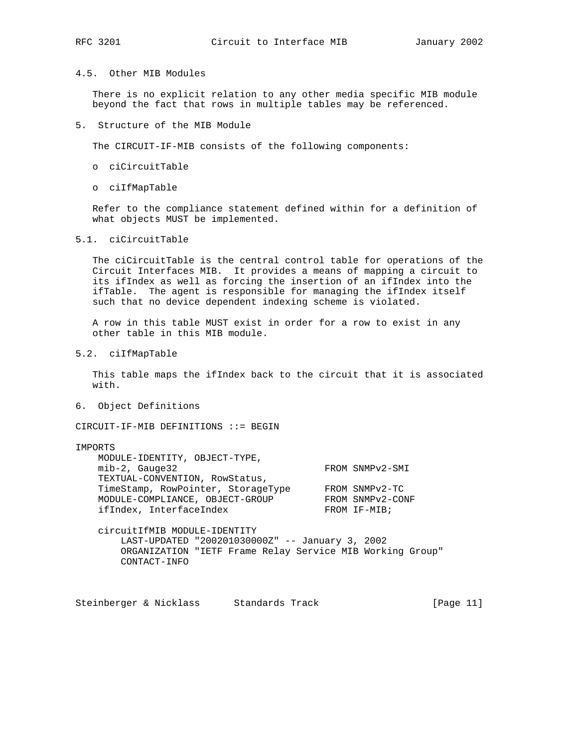## 4.5. Other MIB Modules

There is no explicit relation to any other media specific MIB module beyond the fact that rows in multiple tables may be referenced.

# 5. Structure of the MIB Module

The CIRCUIT-IF-MIB consists of the following components:

- ciCircuitTable
- ciIfMapTable

Refer to the compliance statement defined within for a definition of what objects MUST be implemented.

## 5.1. ciCircuitTable

The ciCircuitTable is the central control table for operations of the Circuit Interfaces MIB. It provides a means of mapping a circuit to its ifIndex as well as forcing the insertion of an ifIndex into the ifTable. The agent is responsible for managing the ifIndex itself such that no device dependent indexing scheme is violated.

A row in this table MUST exist in order for a row to exist in any other table in this MIB module.

## 5.2. ciIfMapTable

This table maps the ifIndex back to the circuit that it is associated with.

# 6. Object Definitions

```
CIRCUIT-IF-MIB DEFINITIONS ::= BEGIN

IMPORTS
    MODULE-IDENTITY, OBJECT-TYPE,
    mib-2, Gauge32                        FROM SNMPv2-SMI
    TEXTUAL-CONVENTION, RowStatus,
    TimeStamp, RowPointer, StorageType    FROM SNMPv2-TC
    MODULE-COMPLIANCE, OBJECT-GROUP       FROM SNMPv2-CONF
    ifIndex, InterfaceIndex               FROM IF-MIB;

    circuitIfMIB MODULE-IDENTITY
        LAST-UPDATED "200201030000Z" -- January 3, 2002
        ORGANIZATION "IETF Frame Relay Service MIB Working Group"
        CONTACT-INFO
```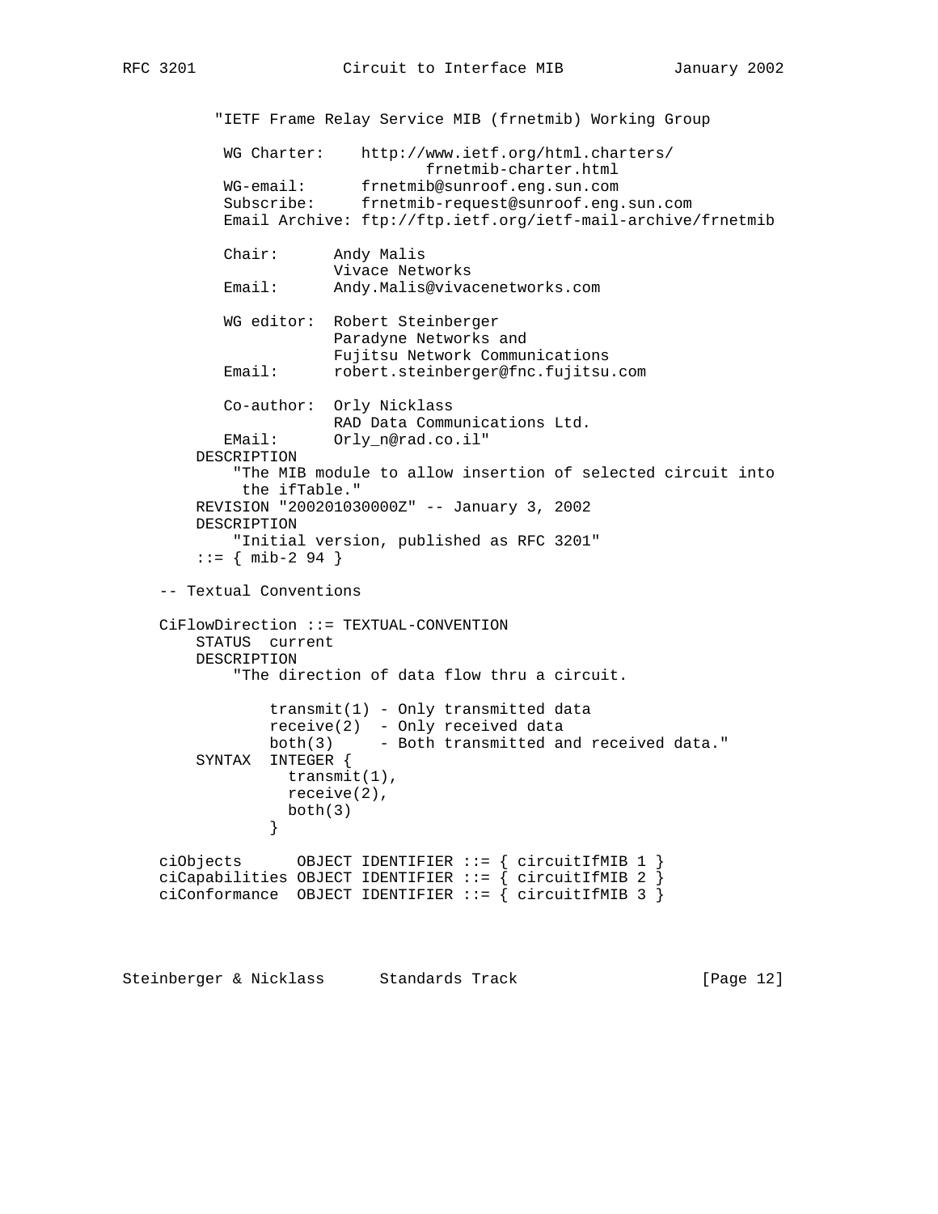```
          "IETF Frame Relay Service MIB (frnetmib) Working Group

           WG Charter:    http://www.ietf.org/html.charters/
                                 frnetmib-charter.html
           WG-email:      frnetmib@sunroof.eng.sun.com
           Subscribe:     frnetmib-request@sunroof.eng.sun.com
           Email Archive: ftp://ftp.ietf.org/ietf-mail-archive/frnetmib

           Chair:      Andy Malis
                       Vivace Networks
           Email:      Andy.Malis@vivacenetworks.com

           WG editor:  Robert Steinberger
                       Paradyne Networks and
                       Fujitsu Network Communications
           Email:      robert.steinberger@fnc.fujitsu.com

           Co-author:  Orly Nicklass
                       RAD Data Communications Ltd.
           EMail:      Orly_n@rad.co.il"
       DESCRIPTION
           "The MIB module to allow insertion of selected circuit into
            the ifTable."
       REVISION "200201030000Z" -- January 3, 2002
       DESCRIPTION
           "Initial version, published as RFC 3201"
       ::= { mib-2 94 }

   -- Textual Conventions

   CiFlowDirection ::= TEXTUAL-CONVENTION
       STATUS  current
       DESCRIPTION
           "The direction of data flow thru a circuit.

               transmit(1) - Only transmitted data
               receive(2)  - Only received data
               both(3)     - Both transmitted and received data."
       SYNTAX  INTEGER {
                 transmit(1),
                 receive(2),
                 both(3)
               }

   ciObjects      OBJECT IDENTIFIER ::= { circuitIfMIB 1 }
   ciCapabilities OBJECT IDENTIFIER ::= { circuitIfMIB 2 }
   ciConformance  OBJECT IDENTIFIER ::= { circuitIfMIB 3 }
```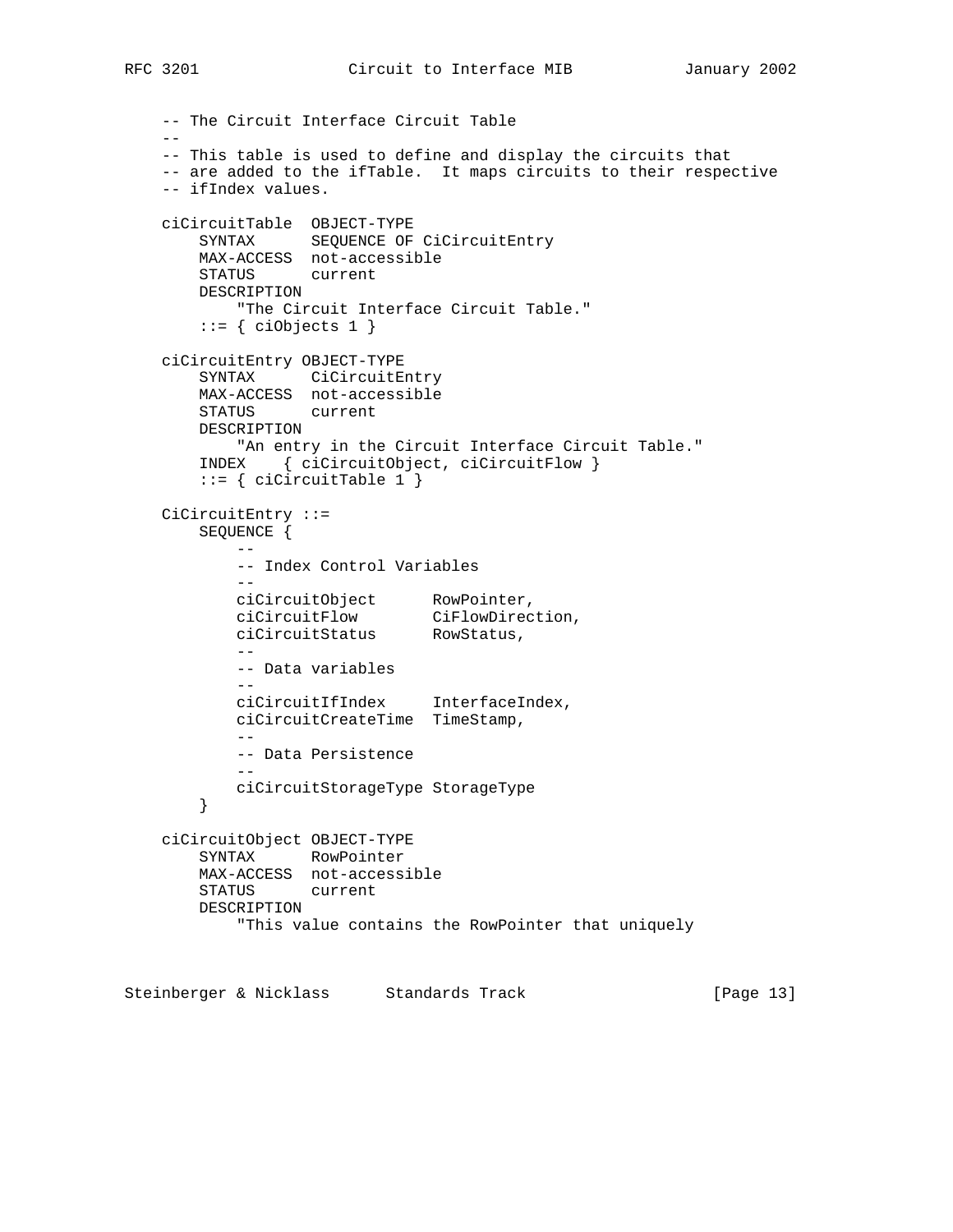```
    -- The Circuit Interface Circuit Table
    --
    -- This table is used to define and display the circuits that
    -- are added to the ifTable.  It maps circuits to their respective
    -- ifIndex values.

    ciCircuitTable  OBJECT-TYPE
        SYNTAX      SEQUENCE OF CiCircuitEntry
        MAX-ACCESS  not-accessible
        STATUS      current
        DESCRIPTION
            "The Circuit Interface Circuit Table."
        ::= { ciObjects 1 }

    ciCircuitEntry OBJECT-TYPE
        SYNTAX      CiCircuitEntry
        MAX-ACCESS  not-accessible
        STATUS      current
        DESCRIPTION
            "An entry in the Circuit Interface Circuit Table."
        INDEX    { ciCircuitObject, ciCircuitFlow }
        ::= { ciCircuitTable 1 }

    CiCircuitEntry ::=
        SEQUENCE {
            --
            -- Index Control Variables
            --
            ciCircuitObject      RowPointer,
            ciCircuitFlow        CiFlowDirection,
            ciCircuitStatus      RowStatus,
            --
            -- Data variables
            --
            ciCircuitIfIndex     InterfaceIndex,
            ciCircuitCreateTime  TimeStamp,
            --
            -- Data Persistence
            --
            ciCircuitStorageType StorageType
        }

    ciCircuitObject OBJECT-TYPE
        SYNTAX      RowPointer
        MAX-ACCESS  not-accessible
        STATUS      current
        DESCRIPTION
            "This value contains the RowPointer that uniquely
```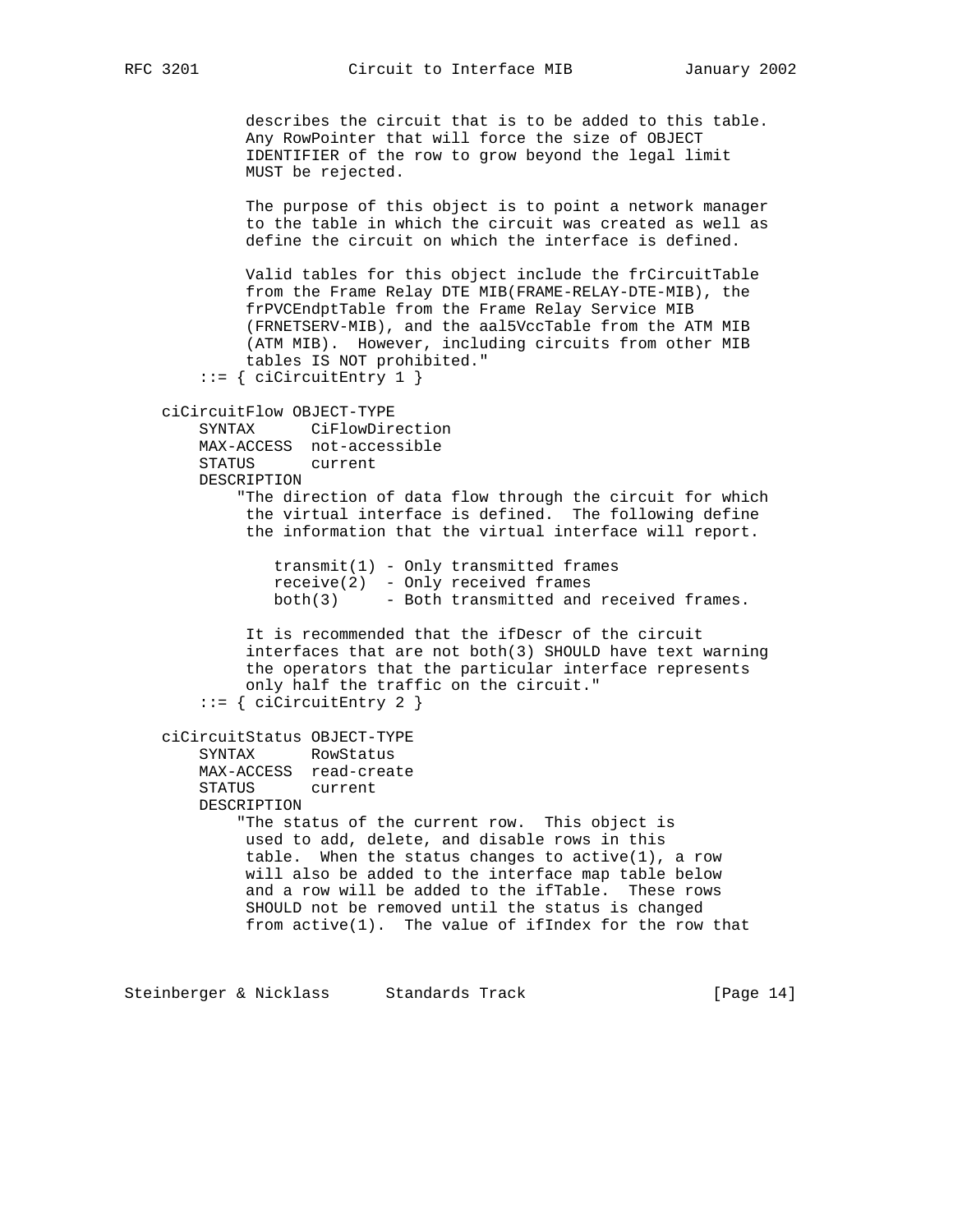```
           describes the circuit that is to be added to this table.
           Any RowPointer that will force the size of OBJECT
           IDENTIFIER of the row to grow beyond the legal limit
           MUST be rejected.

           The purpose of this object is to point a network manager
           to the table in which the circuit was created as well as
           define the circuit on which the interface is defined.

           Valid tables for this object include the frCircuitTable
           from the Frame Relay DTE MIB(FRAME-RELAY-DTE-MIB), the
           frPVCEndptTable from the Frame Relay Service MIB
           (FRNETSERV-MIB), and the aal5VccTable from the ATM MIB
           (ATM MIB).  However, including circuits from other MIB
           tables IS NOT prohibited."
       ::= { ciCircuitEntry 1 }

   ciCircuitFlow OBJECT-TYPE
       SYNTAX      CiFlowDirection
       MAX-ACCESS  not-accessible
       STATUS      current
       DESCRIPTION
          "The direction of data flow through the circuit for which
           the virtual interface is defined.  The following define
           the information that the virtual interface will report.

              transmit(1) - Only transmitted frames
              receive(2)  - Only received frames
              both(3)     - Both transmitted and received frames.

           It is recommended that the ifDescr of the circuit
           interfaces that are not both(3) SHOULD have text warning
           the operators that the particular interface represents
           only half the traffic on the circuit."
       ::= { ciCircuitEntry 2 }

   ciCircuitStatus OBJECT-TYPE
       SYNTAX      RowStatus
       MAX-ACCESS  read-create
       STATUS      current
       DESCRIPTION
          "The status of the current row.  This object is
           used to add, delete, and disable rows in this
           table.  When the status changes to active(1), a row
           will also be added to the interface map table below
           and a row will be added to the ifTable.  These rows
           SHOULD not be removed until the status is changed
           from active(1).  The value of ifIndex for the row that
```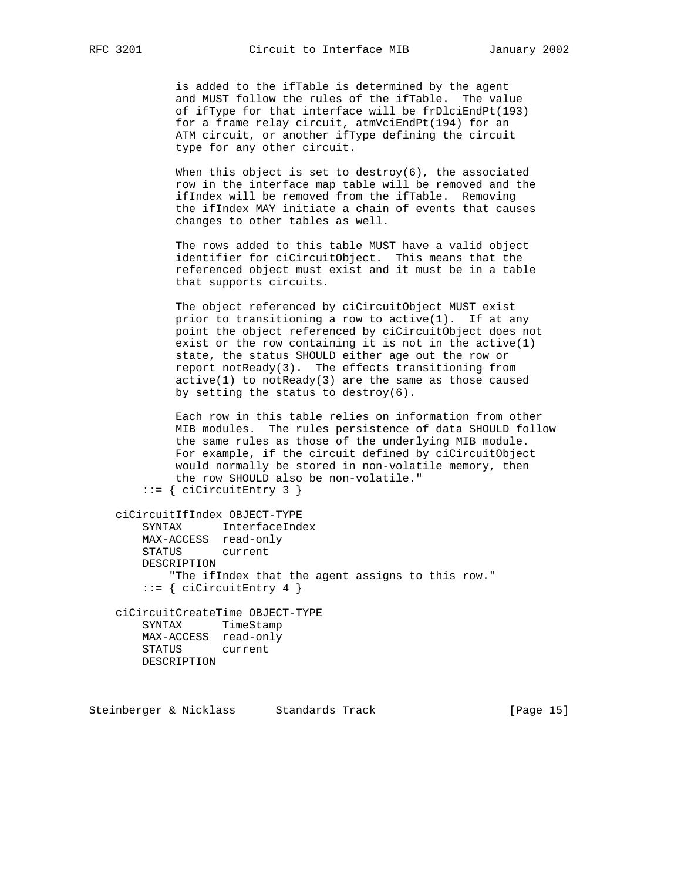```
           is added to the ifTable is determined by the agent
           and MUST follow the rules of the ifTable.  The value
           of ifType for that interface will be frDlciEndPt(193)
           for a frame relay circuit, atmVciEndPt(194) for an
           ATM circuit, or another ifType defining the circuit
           type for any other circuit.

           When this object is set to destroy(6), the associated
           row in the interface map table will be removed and the
           ifIndex will be removed from the ifTable.  Removing
           the ifIndex MAY initiate a chain of events that causes
           changes to other tables as well.

           The rows added to this table MUST have a valid object
           identifier for ciCircuitObject.  This means that the
           referenced object must exist and it must be in a table
           that supports circuits.

           The object referenced by ciCircuitObject MUST exist
           prior to transitioning a row to active(1).  If at any
           point the object referenced by ciCircuitObject does not
           exist or the row containing it is not in the active(1)
           state, the status SHOULD either age out the row or
           report notReady(3).  The effects transitioning from
           active(1) to notReady(3) are the same as those caused
           by setting the status to destroy(6).

           Each row in this table relies on information from other
           MIB modules.  The rules persistence of data SHOULD follow
           the same rules as those of the underlying MIB module.
           For example, if the circuit defined by ciCircuitObject
           would normally be stored in non-volatile memory, then
           the row SHOULD also be non-volatile."
       ::= { ciCircuitEntry 3 }

   ciCircuitIfIndex OBJECT-TYPE
       SYNTAX      InterfaceIndex
       MAX-ACCESS  read-only
       STATUS      current
       DESCRIPTION
           "The ifIndex that the agent assigns to this row."
       ::= { ciCircuitEntry 4 }

   ciCircuitCreateTime OBJECT-TYPE
       SYNTAX      TimeStamp
       MAX-ACCESS  read-only
       STATUS      current
       DESCRIPTION
```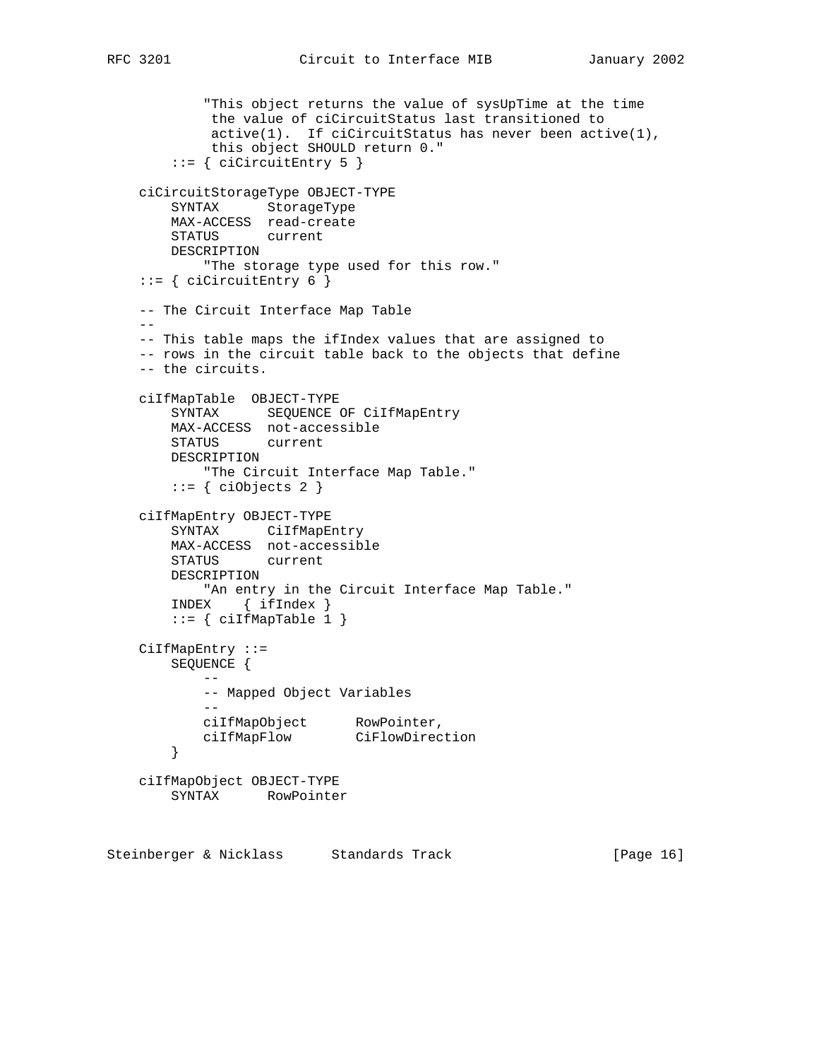```
            "This object returns the value of sysUpTime at the time
             the value of ciCircuitStatus last transitioned to
             active(1).  If ciCircuitStatus has never been active(1),
             this object SHOULD return 0."
        ::= { ciCircuitEntry 5 }

    ciCircuitStorageType OBJECT-TYPE
        SYNTAX      StorageType
        MAX-ACCESS  read-create
        STATUS      current
        DESCRIPTION
            "The storage type used for this row."
    ::= { ciCircuitEntry 6 }

    -- The Circuit Interface Map Table
    --
    -- This table maps the ifIndex values that are assigned to
    -- rows in the circuit table back to the objects that define
    -- the circuits.

    ciIfMapTable  OBJECT-TYPE
        SYNTAX      SEQUENCE OF CiIfMapEntry
        MAX-ACCESS  not-accessible
        STATUS      current
        DESCRIPTION
            "The Circuit Interface Map Table."
        ::= { ciObjects 2 }

    ciIfMapEntry OBJECT-TYPE
        SYNTAX      CiIfMapEntry
        MAX-ACCESS  not-accessible
        STATUS      current
        DESCRIPTION
            "An entry in the Circuit Interface Map Table."
        INDEX    { ifIndex }
        ::= { ciIfMapTable 1 }

    CiIfMapEntry ::=
        SEQUENCE {
            --
            -- Mapped Object Variables
            --
            ciIfMapObject      RowPointer,
            ciIfMapFlow        CiFlowDirection
        }

    ciIfMapObject OBJECT-TYPE
        SYNTAX      RowPointer
```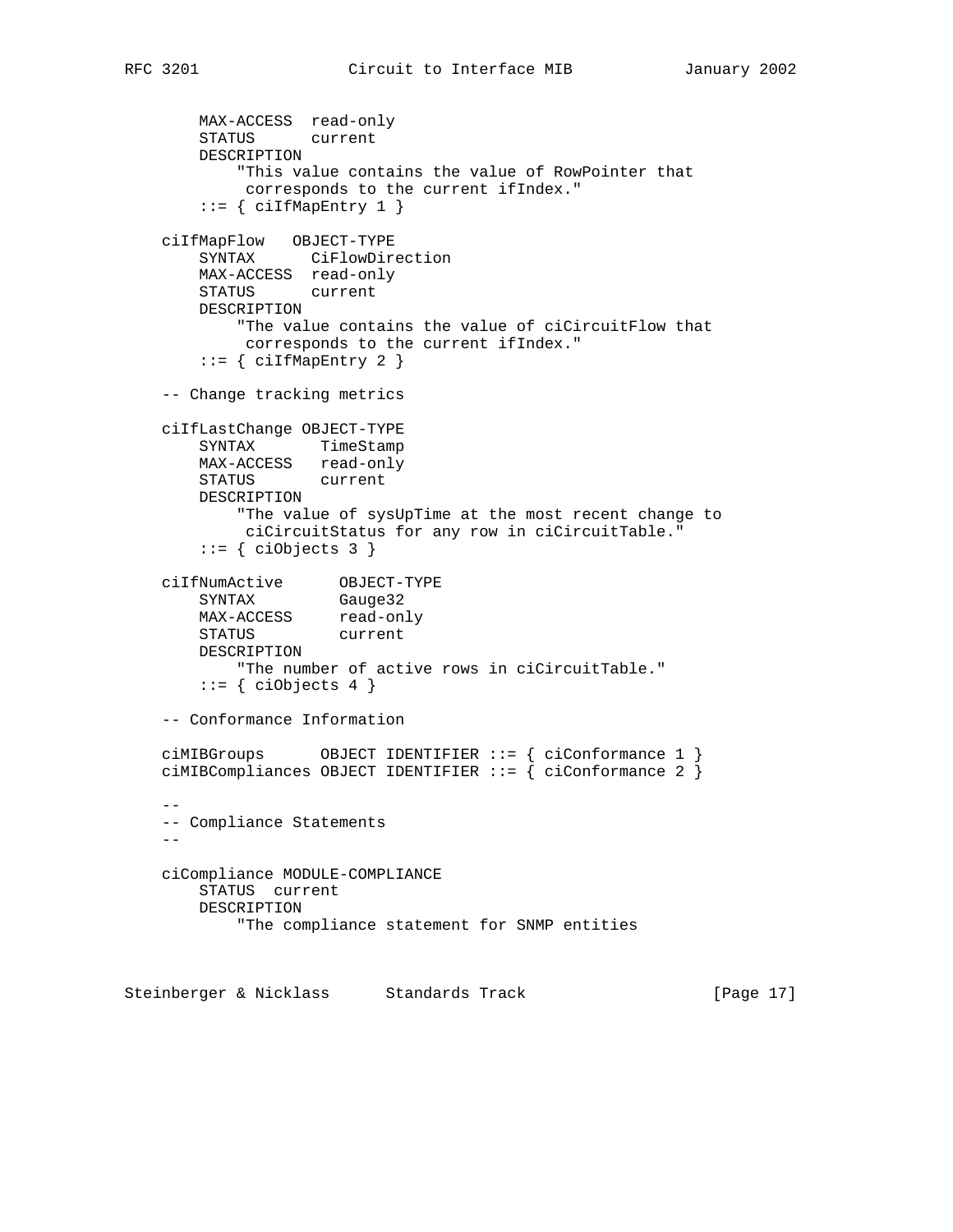```
        MAX-ACCESS  read-only
        STATUS      current
        DESCRIPTION
            "This value contains the value of RowPointer that
             corresponds to the current ifIndex."
        ::= { ciIfMapEntry 1 }

    ciIfMapFlow   OBJECT-TYPE
        SYNTAX      CiFlowDirection
        MAX-ACCESS  read-only
        STATUS      current
        DESCRIPTION
            "The value contains the value of ciCircuitFlow that
             corresponds to the current ifIndex."
        ::= { ciIfMapEntry 2 }

    -- Change tracking metrics

    ciIfLastChange OBJECT-TYPE
        SYNTAX       TimeStamp
        MAX-ACCESS   read-only
        STATUS       current
        DESCRIPTION
            "The value of sysUpTime at the most recent change to
             ciCircuitStatus for any row in ciCircuitTable."
        ::= { ciObjects 3 }

    ciIfNumActive      OBJECT-TYPE
        SYNTAX         Gauge32
        MAX-ACCESS     read-only
        STATUS         current
        DESCRIPTION
            "The number of active rows in ciCircuitTable."
        ::= { ciObjects 4 }

    -- Conformance Information

    ciMIBGroups      OBJECT IDENTIFIER ::= { ciConformance 1 }
    ciMIBCompliances OBJECT IDENTIFIER ::= { ciConformance 2 }

    --
    -- Compliance Statements
    --

    ciCompliance MODULE-COMPLIANCE
        STATUS  current
        DESCRIPTION
            "The compliance statement for SNMP entities
```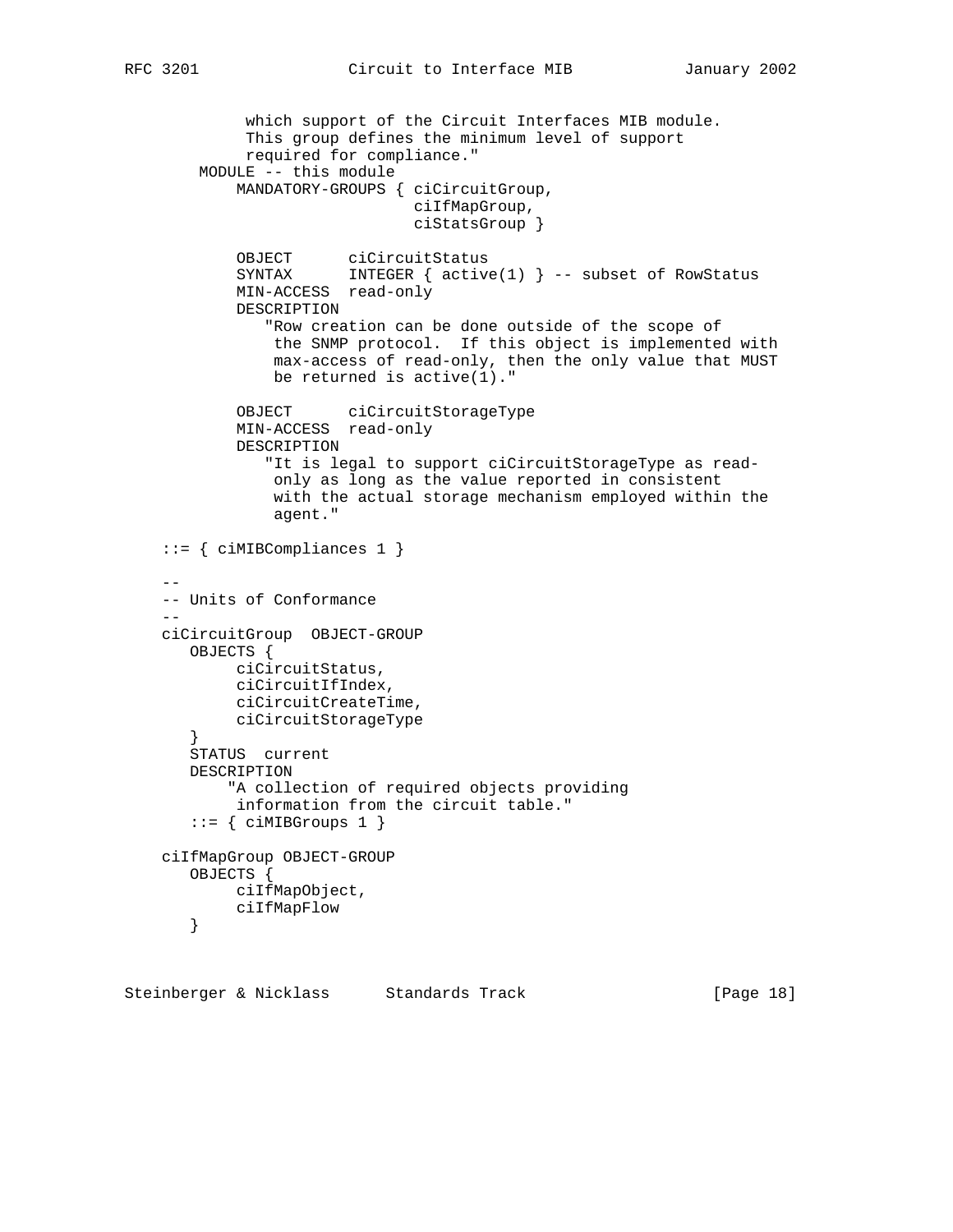```
             which support of the Circuit Interfaces MIB module.
             This group defines the minimum level of support
             required for compliance."
        MODULE -- this module
            MANDATORY-GROUPS { ciCircuitGroup,
                               ciIfMapGroup,
                               ciStatsGroup }

            OBJECT      ciCircuitStatus
            SYNTAX      INTEGER { active(1) } -- subset of RowStatus
            MIN-ACCESS  read-only
            DESCRIPTION
               "Row creation can be done outside of the scope of
                the SNMP protocol.  If this object is implemented with
                max-access of read-only, then the only value that MUST
                be returned is active(1)."

            OBJECT      ciCircuitStorageType
            MIN-ACCESS  read-only
            DESCRIPTION
               "It is legal to support ciCircuitStorageType as read-
                only as long as the value reported in consistent
                with the actual storage mechanism employed within the
                agent."

    ::= { ciMIBCompliances 1 }

    --
    -- Units of Conformance
    --
    ciCircuitGroup  OBJECT-GROUP
       OBJECTS {
            ciCircuitStatus,
            ciCircuitIfIndex,
            ciCircuitCreateTime,
            ciCircuitStorageType
       }
       STATUS  current
       DESCRIPTION
           "A collection of required objects providing
            information from the circuit table."
       ::= { ciMIBGroups 1 }

    ciIfMapGroup OBJECT-GROUP
       OBJECTS {
            ciIfMapObject,
            ciIfMapFlow
       }
```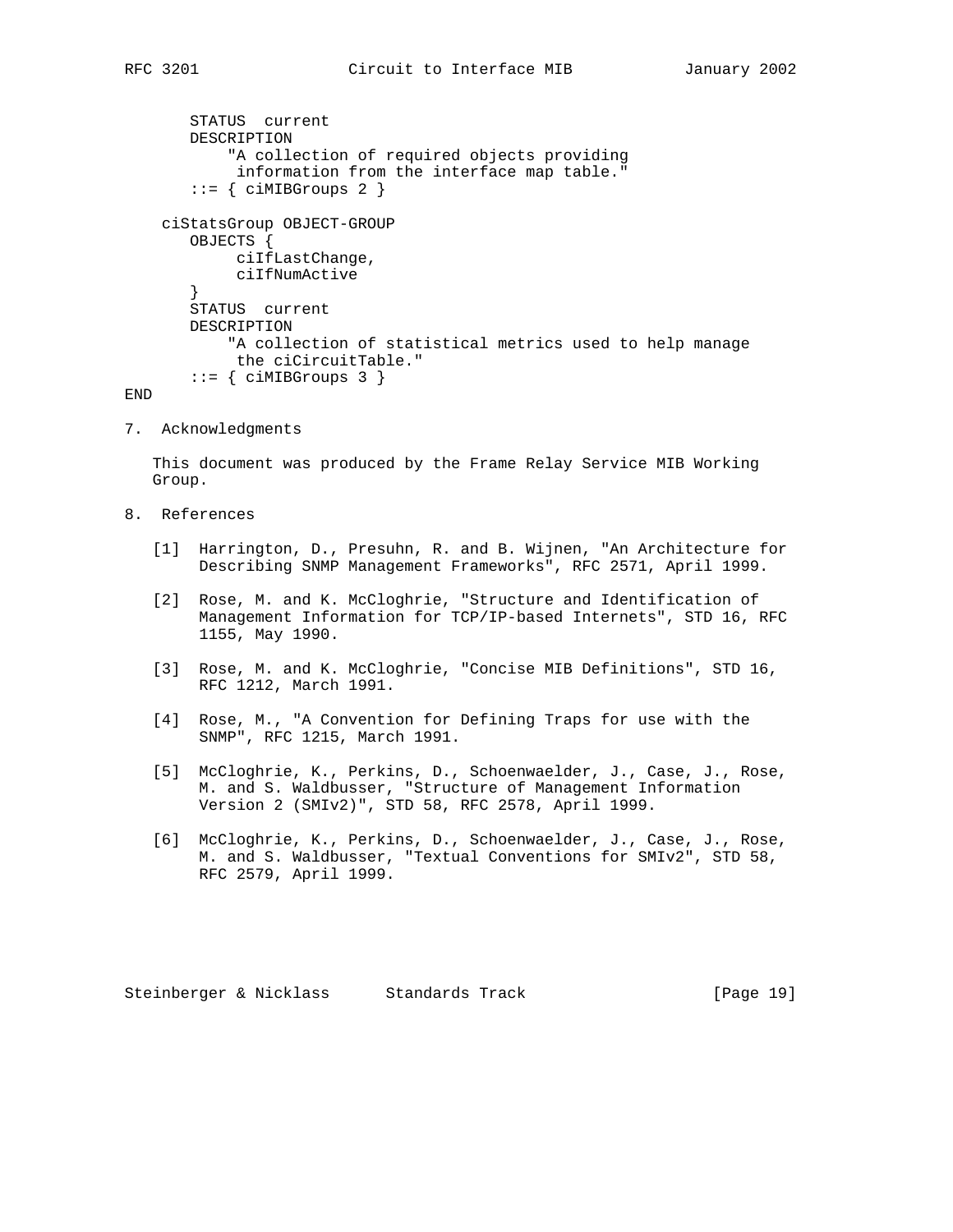```
        STATUS  current
        DESCRIPTION
            "A collection of required objects providing
             information from the interface map table."
        ::= { ciMIBGroups 2 }

     ciStatsGroup OBJECT-GROUP
        OBJECTS {
             ciIfLastChange,
             ciIfNumActive
        }
        STATUS  current
        DESCRIPTION
            "A collection of statistical metrics used to help manage
             the ciCircuitTable."
        ::= { ciMIBGroups 3 }
END
```

## 7. Acknowledgments

This document was produced by the Frame Relay Service MIB Working Group.

## 8. References

[1] Harrington, D., Presuhn, R. and B. Wijnen, "An Architecture for Describing SNMP Management Frameworks", RFC 2571, April 1999.

[2] Rose, M. and K. McCloghrie, "Structure and Identification of Management Information for TCP/IP-based Internets", STD 16, RFC 1155, May 1990.

[3] Rose, M. and K. McCloghrie, "Concise MIB Definitions", STD 16, RFC 1212, March 1991.

[4] Rose, M., "A Convention for Defining Traps for use with the SNMP", RFC 1215, March 1991.

[5] McCloghrie, K., Perkins, D., Schoenwaelder, J., Case, J., Rose, M. and S. Waldbusser, "Structure of Management Information Version 2 (SMIv2)", STD 58, RFC 2578, April 1999.

[6] McCloghrie, K., Perkins, D., Schoenwaelder, J., Case, J., Rose, M. and S. Waldbusser, "Textual Conventions for SMIv2", STD 58, RFC 2579, April 1999.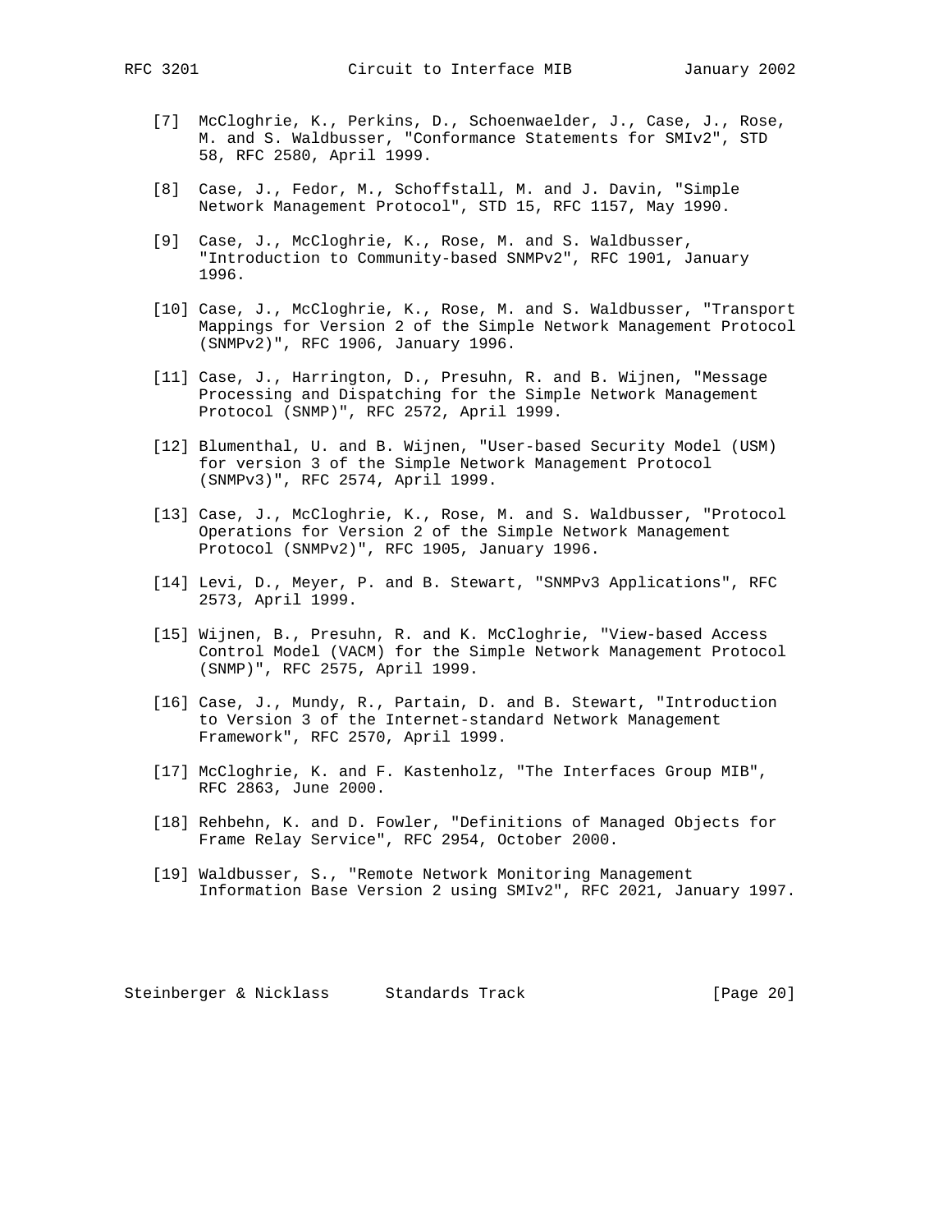[7] McCloghrie, K., Perkins, D., Schoenwaelder, J., Case, J., Rose, M. and S. Waldbusser, "Conformance Statements for SMIv2", STD 58, RFC 2580, April 1999.

[8] Case, J., Fedor, M., Schoffstall, M. and J. Davin, "Simple Network Management Protocol", STD 15, RFC 1157, May 1990.

[9] Case, J., McCloghrie, K., Rose, M. and S. Waldbusser, "Introduction to Community-based SNMPv2", RFC 1901, January 1996.

[10] Case, J., McCloghrie, K., Rose, M. and S. Waldbusser, "Transport Mappings for Version 2 of the Simple Network Management Protocol (SNMPv2)", RFC 1906, January 1996.

[11] Case, J., Harrington, D., Presuhn, R. and B. Wijnen, "Message Processing and Dispatching for the Simple Network Management Protocol (SNMP)", RFC 2572, April 1999.

[12] Blumenthal, U. and B. Wijnen, "User-based Security Model (USM) for version 3 of the Simple Network Management Protocol (SNMPv3)", RFC 2574, April 1999.

[13] Case, J., McCloghrie, K., Rose, M. and S. Waldbusser, "Protocol Operations for Version 2 of the Simple Network Management Protocol (SNMPv2)", RFC 1905, January 1996.

[14] Levi, D., Meyer, P. and B. Stewart, "SNMPv3 Applications", RFC 2573, April 1999.

[15] Wijnen, B., Presuhn, R. and K. McCloghrie, "View-based Access Control Model (VACM) for the Simple Network Management Protocol (SNMP)", RFC 2575, April 1999.

[16] Case, J., Mundy, R., Partain, D. and B. Stewart, "Introduction to Version 3 of the Internet-standard Network Management Framework", RFC 2570, April 1999.

[17] McCloghrie, K. and F. Kastenholz, "The Interfaces Group MIB", RFC 2863, June 2000.

[18] Rehbehn, K. and D. Fowler, "Definitions of Managed Objects for Frame Relay Service", RFC 2954, October 2000.

[19] Waldbusser, S., "Remote Network Monitoring Management Information Base Version 2 using SMIv2", RFC 2021, January 1997.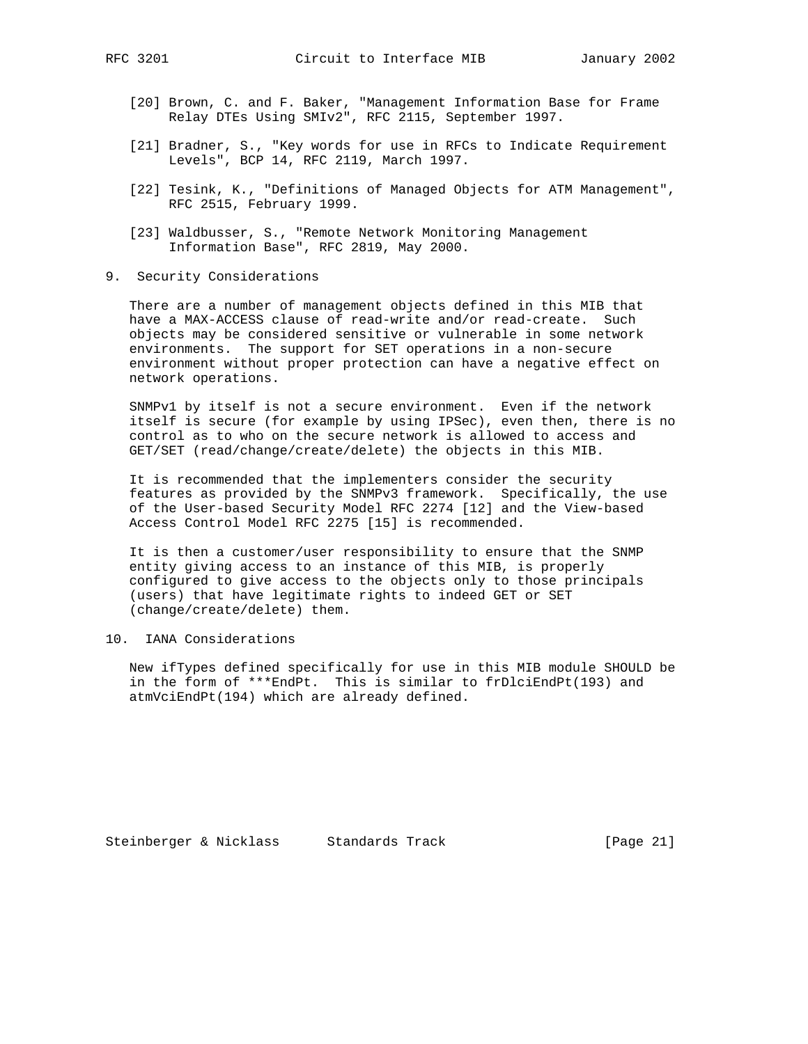[20] Brown, C. and F. Baker, "Management Information Base for Frame Relay DTEs Using SMIv2", RFC 2115, September 1997.

[21] Bradner, S., "Key words for use in RFCs to Indicate Requirement Levels", BCP 14, RFC 2119, March 1997.

[22] Tesink, K., "Definitions of Managed Objects for ATM Management", RFC 2515, February 1999.

[23] Waldbusser, S., "Remote Network Monitoring Management Information Base", RFC 2819, May 2000.

## 9. Security Considerations

There are a number of management objects defined in this MIB that have a MAX-ACCESS clause of read-write and/or read-create. Such objects may be considered sensitive or vulnerable in some network environments. The support for SET operations in a non-secure environment without proper protection can have a negative effect on network operations.

SNMPv1 by itself is not a secure environment. Even if the network itself is secure (for example by using IPSec), even then, there is no control as to who on the secure network is allowed to access and GET/SET (read/change/create/delete) the objects in this MIB.

It is recommended that the implementers consider the security features as provided by the SNMPv3 framework. Specifically, the use of the User-based Security Model RFC 2274 [12] and the View-based Access Control Model RFC 2275 [15] is recommended.

It is then a customer/user responsibility to ensure that the SNMP entity giving access to an instance of this MIB, is properly configured to give access to the objects only to those principals (users) that have legitimate rights to indeed GET or SET (change/create/delete) them.

## 10. IANA Considerations

New ifTypes defined specifically for use in this MIB module SHOULD be in the form of ***EndPt. This is similar to frDlciEndPt(193) and atmVciEndPt(194) which are already defined.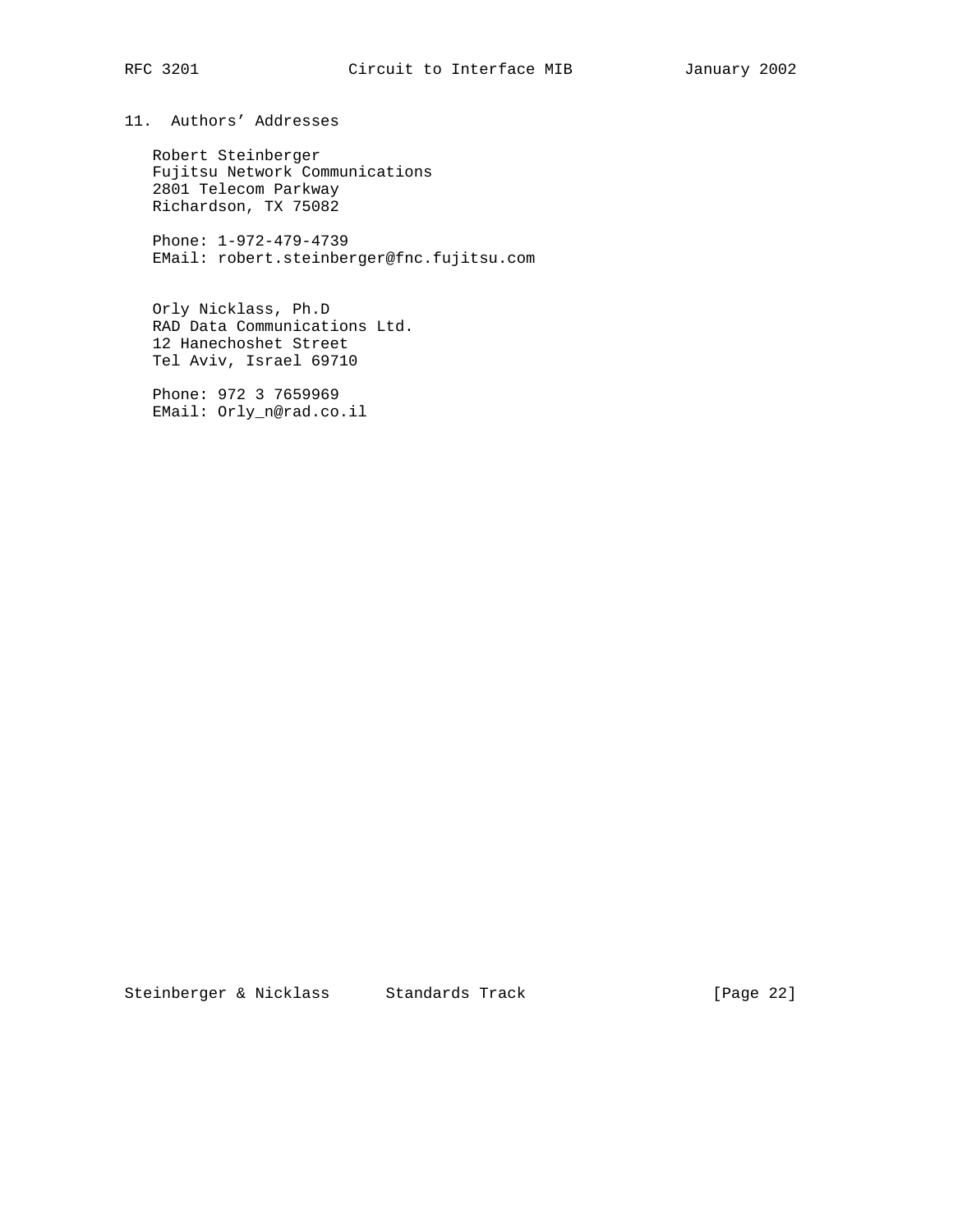## 11. Authors' Addresses

Robert Steinberger
Fujitsu Network Communications
2801 Telecom Parkway
Richardson, TX 75082

Phone: 1-972-479-4739
EMail: robert.steinberger@fnc.fujitsu.com

Orly Nicklass, Ph.D
RAD Data Communications Ltd.
12 Hanechoshet Street
Tel Aviv, Israel 69710

Phone: 972 3 7659969
EMail: Orly_n@rad.co.il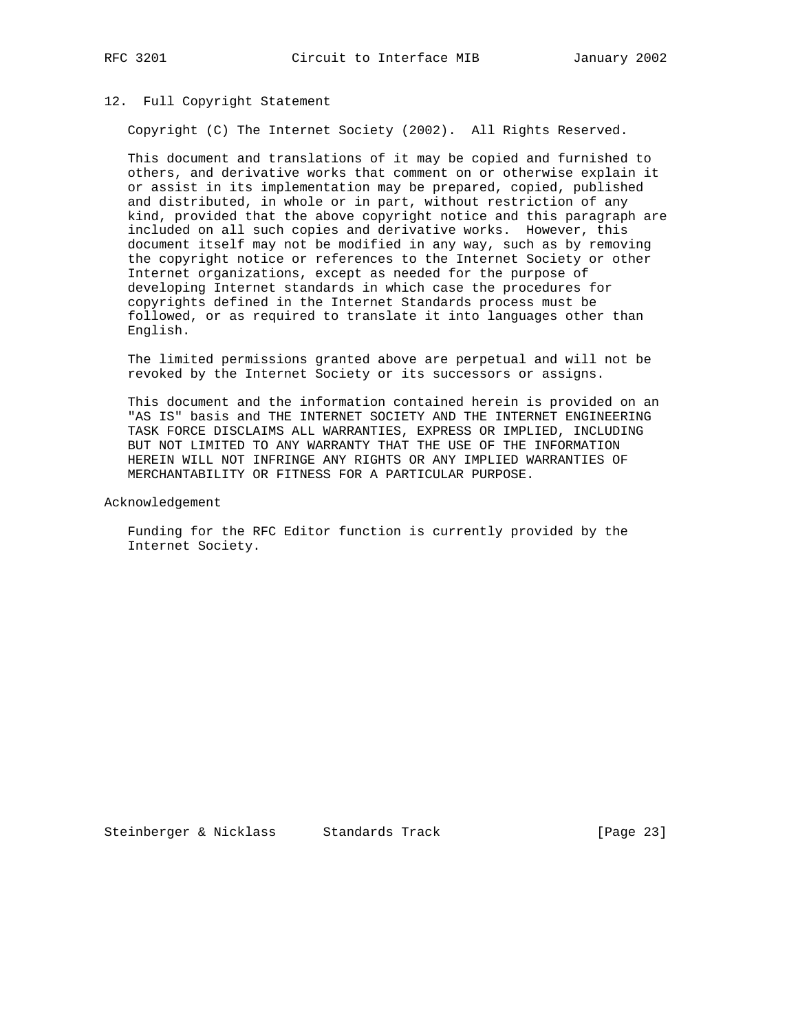## 12. Full Copyright Statement

Copyright (C) The Internet Society (2002). All Rights Reserved.

This document and translations of it may be copied and furnished to others, and derivative works that comment on or otherwise explain it or assist in its implementation may be prepared, copied, published and distributed, in whole or in part, without restriction of any kind, provided that the above copyright notice and this paragraph are included on all such copies and derivative works. However, this document itself may not be modified in any way, such as by removing the copyright notice or references to the Internet Society or other Internet organizations, except as needed for the purpose of developing Internet standards in which case the procedures for copyrights defined in the Internet Standards process must be followed, or as required to translate it into languages other than English.

The limited permissions granted above are perpetual and will not be revoked by the Internet Society or its successors or assigns.

This document and the information contained herein is provided on an "AS IS" basis and THE INTERNET SOCIETY AND THE INTERNET ENGINEERING TASK FORCE DISCLAIMS ALL WARRANTIES, EXPRESS OR IMPLIED, INCLUDING BUT NOT LIMITED TO ANY WARRANTY THAT THE USE OF THE INFORMATION HEREIN WILL NOT INFRINGE ANY RIGHTS OR ANY IMPLIED WARRANTIES OF MERCHANTABILITY OR FITNESS FOR A PARTICULAR PURPOSE.

## Acknowledgement

Funding for the RFC Editor function is currently provided by the Internet Society.